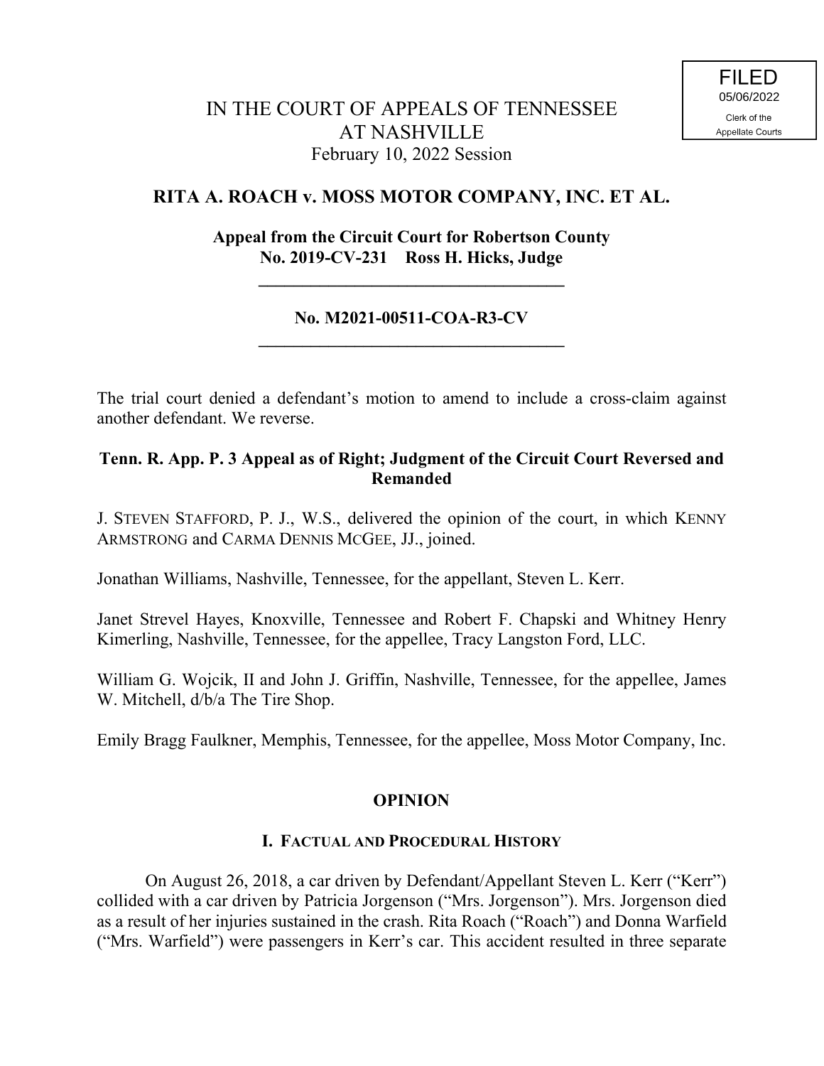FILED
05/06/2022
Clerk of the
Appellate Courts

IN THE COURT OF APPEALS OF TENNESSEE
AT NASHVILLE
February 10, 2022 Session

## RITA A. ROACH v. MOSS MOTOR COMPANY, INC. ET AL.

**Appeal from the Circuit Court for Robertson County**
**No. 2019-CV-231 Ross H. Hicks, Judge**

---

**No. M2021-00511-COA-R3-CV**

---

The trial court denied a defendant's motion to amend to include a cross-claim against another defendant. We reverse.

**Tenn. R. App. P. 3 Appeal as of Right; Judgment of the Circuit Court Reversed and Remanded**

J. STEVEN STAFFORD, P. J., W.S., delivered the opinion of the court, in which KENNY ARMSTRONG and CARMA DENNIS MCGEE, JJ., joined.

Jonathan Williams, Nashville, Tennessee, for the appellant, Steven L. Kerr.

Janet Strevel Hayes, Knoxville, Tennessee and Robert F. Chapski and Whitney Henry Kimerling, Nashville, Tennessee, for the appellee, Tracy Langston Ford, LLC.

William G. Wojcik, II and John J. Griffin, Nashville, Tennessee, for the appellee, James W. Mitchell, d/b/a The Tire Shop.

Emily Bragg Faulkner, Memphis, Tennessee, for the appellee, Moss Motor Company, Inc.

## OPINION

### I. FACTUAL AND PROCEDURAL HISTORY

On August 26, 2018, a car driven by Defendant/Appellant Steven L. Kerr ("Kerr") collided with a car driven by Patricia Jorgenson ("Mrs. Jorgenson"). Mrs. Jorgenson died as a result of her injuries sustained in the crash. Rita Roach ("Roach") and Donna Warfield ("Mrs. Warfield") were passengers in Kerr's car. This accident resulted in three separate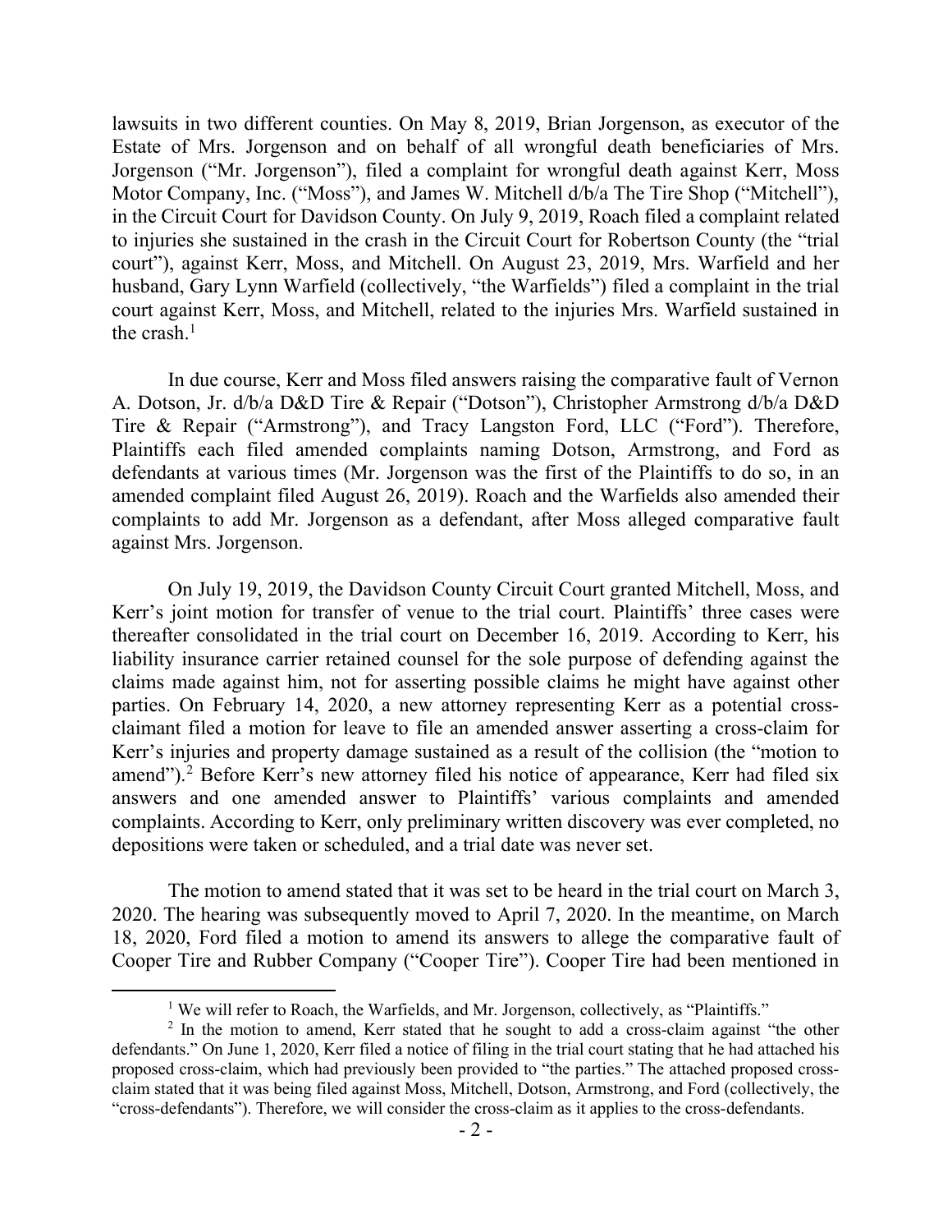lawsuits in two different counties. On May 8, 2019, Brian Jorgenson, as executor of the Estate of Mrs. Jorgenson and on behalf of all wrongful death beneficiaries of Mrs. Jorgenson ("Mr. Jorgenson"), filed a complaint for wrongful death against Kerr, Moss Motor Company, Inc. ("Moss"), and James W. Mitchell d/b/a The Tire Shop ("Mitchell"), in the Circuit Court for Davidson County. On July 9, 2019, Roach filed a complaint related to injuries she sustained in the crash in the Circuit Court for Robertson County (the "trial court"), against Kerr, Moss, and Mitchell. On August 23, 2019, Mrs. Warfield and her husband, Gary Lynn Warfield (collectively, "the Warfields") filed a complaint in the trial court against Kerr, Moss, and Mitchell, related to the injuries Mrs. Warfield sustained in the crash.[1]

In due course, Kerr and Moss filed answers raising the comparative fault of Vernon A. Dotson, Jr. d/b/a D&D Tire & Repair ("Dotson"), Christopher Armstrong d/b/a D&D Tire & Repair ("Armstrong"), and Tracy Langston Ford, LLC ("Ford"). Therefore, Plaintiffs each filed amended complaints naming Dotson, Armstrong, and Ford as defendants at various times (Mr. Jorgenson was the first of the Plaintiffs to do so, in an amended complaint filed August 26, 2019). Roach and the Warfields also amended their complaints to add Mr. Jorgenson as a defendant, after Moss alleged comparative fault against Mrs. Jorgenson.

On July 19, 2019, the Davidson County Circuit Court granted Mitchell, Moss, and Kerr's joint motion for transfer of venue to the trial court. Plaintiffs' three cases were thereafter consolidated in the trial court on December 16, 2019. According to Kerr, his liability insurance carrier retained counsel for the sole purpose of defending against the claims made against him, not for asserting possible claims he might have against other parties. On February 14, 2020, a new attorney representing Kerr as a potential cross-claimant filed a motion for leave to file an amended answer asserting a cross-claim for Kerr's injuries and property damage sustained as a result of the collision (the "motion to amend").[2] Before Kerr's new attorney filed his notice of appearance, Kerr had filed six answers and one amended answer to Plaintiffs' various complaints and amended complaints. According to Kerr, only preliminary written discovery was ever completed, no depositions were taken or scheduled, and a trial date was never set.

The motion to amend stated that it was set to be heard in the trial court on March 3, 2020. The hearing was subsequently moved to April 7, 2020. In the meantime, on March 18, 2020, Ford filed a motion to amend its answers to allege the comparative fault of Cooper Tire and Rubber Company ("Cooper Tire"). Cooper Tire had been mentioned in

---

[1] We will refer to Roach, the Warfields, and Mr. Jorgenson, collectively, as "Plaintiffs."

[2] In the motion to amend, Kerr stated that he sought to add a cross-claim against "the other defendants." On June 1, 2020, Kerr filed a notice of filing in the trial court stating that he had attached his proposed cross-claim, which had previously been provided to "the parties." The attached proposed cross-claim stated that it was being filed against Moss, Mitchell, Dotson, Armstrong, and Ford (collectively, the "cross-defendants"). Therefore, we will consider the cross-claim as it applies to the cross-defendants.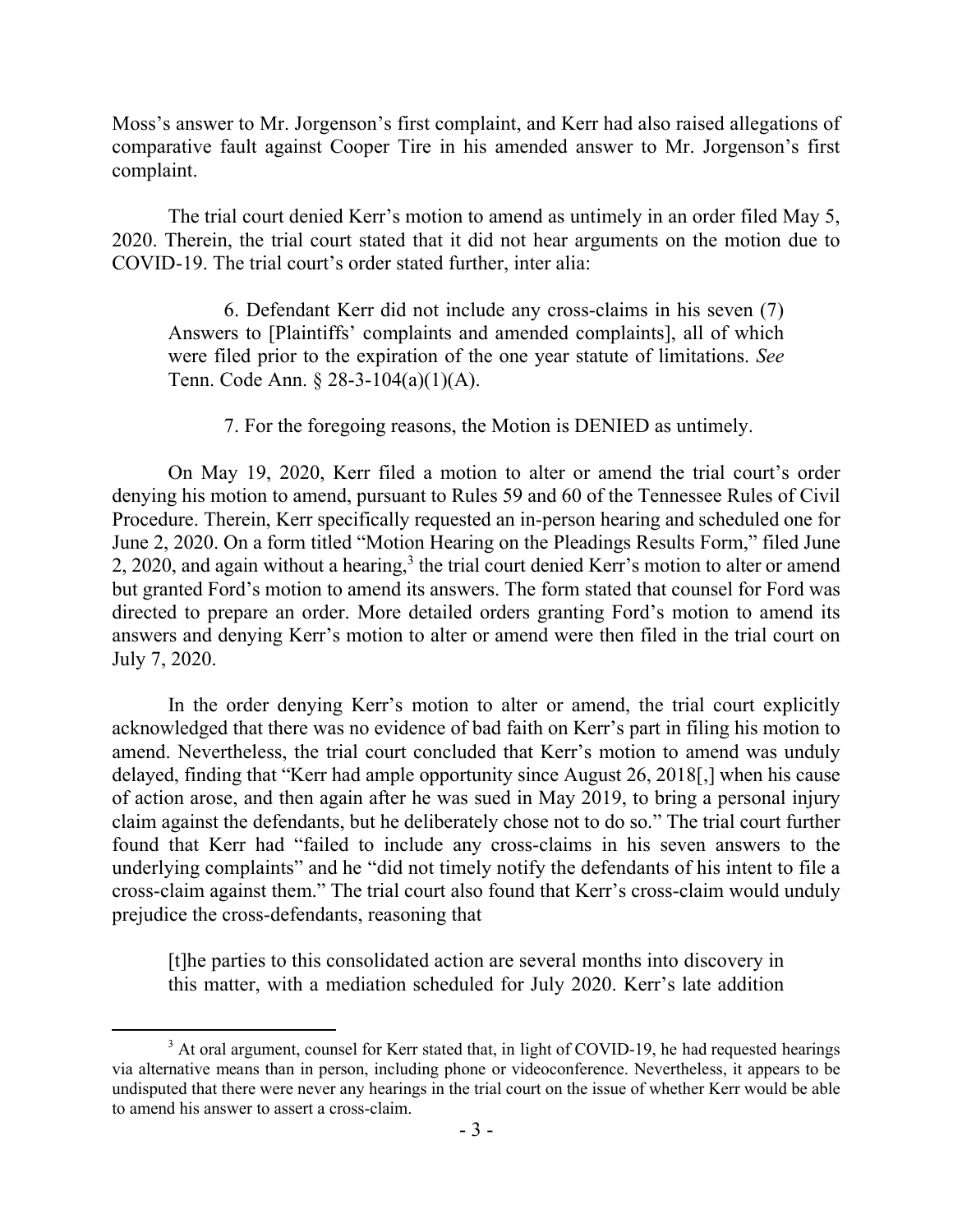Moss's answer to Mr. Jorgenson's first complaint, and Kerr had also raised allegations of comparative fault against Cooper Tire in his amended answer to Mr. Jorgenson's first complaint.

The trial court denied Kerr's motion to amend as untimely in an order filed May 5, 2020. Therein, the trial court stated that it did not hear arguments on the motion due to COVID-19. The trial court's order stated further, inter alia:

> 6. Defendant Kerr did not include any cross-claims in his seven (7) Answers to [Plaintiffs' complaints and amended complaints], all of which were filed prior to the expiration of the one year statute of limitations. *See* Tenn. Code Ann. § 28-3-104(a)(1)(A).
>
> 7. For the foregoing reasons, the Motion is DENIED as untimely.

On May 19, 2020, Kerr filed a motion to alter or amend the trial court's order denying his motion to amend, pursuant to Rules 59 and 60 of the Tennessee Rules of Civil Procedure. Therein, Kerr specifically requested an in-person hearing and scheduled one for June 2, 2020. On a form titled "Motion Hearing on the Pleadings Results Form," filed June 2, 2020, and again without a hearing,[3] the trial court denied Kerr's motion to alter or amend but granted Ford's motion to amend its answers. The form stated that counsel for Ford was directed to prepare an order. More detailed orders granting Ford's motion to amend its answers and denying Kerr's motion to alter or amend were then filed in the trial court on July 7, 2020.

In the order denying Kerr's motion to alter or amend, the trial court explicitly acknowledged that there was no evidence of bad faith on Kerr's part in filing his motion to amend. Nevertheless, the trial court concluded that Kerr's motion to amend was unduly delayed, finding that "Kerr had ample opportunity since August 26, 2018[,] when his cause of action arose, and then again after he was sued in May 2019, to bring a personal injury claim against the defendants, but he deliberately chose not to do so." The trial court further found that Kerr had "failed to include any cross-claims in his seven answers to the underlying complaints" and he "did not timely notify the defendants of his intent to file a cross-claim against them." The trial court also found that Kerr's cross-claim would unduly prejudice the cross-defendants, reasoning that

> [t]he parties to this consolidated action are several months into discovery in this matter, with a mediation scheduled for July 2020. Kerr's late addition

[3] At oral argument, counsel for Kerr stated that, in light of COVID-19, he had requested hearings via alternative means than in person, including phone or videoconference. Nevertheless, it appears to be undisputed that there were never any hearings in the trial court on the issue of whether Kerr would be able to amend his answer to assert a cross-claim.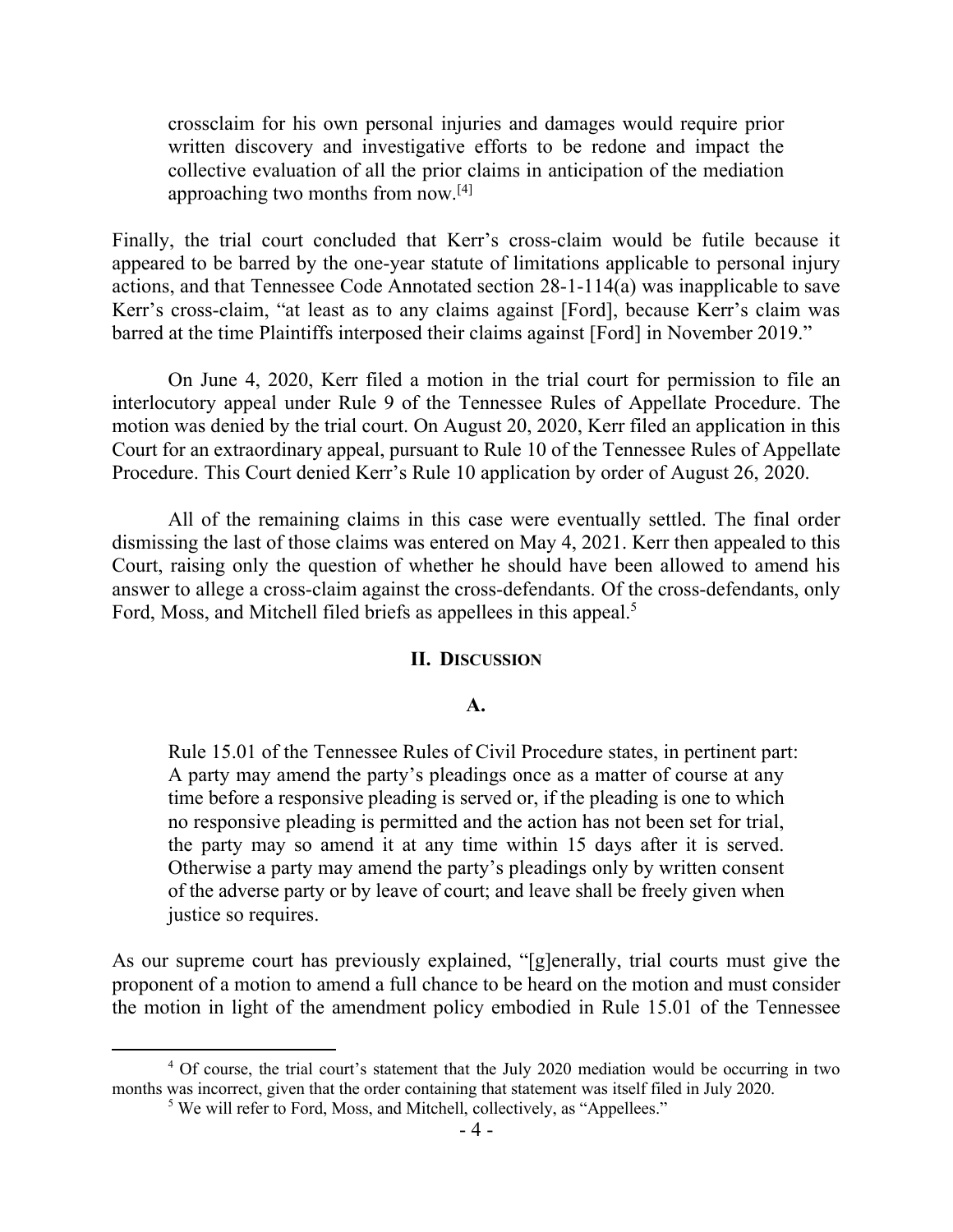> crossclaim for his own personal injuries and damages would require prior written discovery and investigative efforts to be redone and impact the collective evaluation of all the prior claims in anticipation of the mediation approaching two months from now.[4]

Finally, the trial court concluded that Kerr's cross-claim would be futile because it appeared to be barred by the one-year statute of limitations applicable to personal injury actions, and that Tennessee Code Annotated section 28-1-114(a) was inapplicable to save Kerr's cross-claim, "at least as to any claims against [Ford], because Kerr's claim was barred at the time Plaintiffs interposed their claims against [Ford] in November 2019."

On June 4, 2020, Kerr filed a motion in the trial court for permission to file an interlocutory appeal under Rule 9 of the Tennessee Rules of Appellate Procedure. The motion was denied by the trial court. On August 20, 2020, Kerr filed an application in this Court for an extraordinary appeal, pursuant to Rule 10 of the Tennessee Rules of Appellate Procedure. This Court denied Kerr's Rule 10 application by order of August 26, 2020.

All of the remaining claims in this case were eventually settled. The final order dismissing the last of those claims was entered on May 4, 2021. Kerr then appealed to this Court, raising only the question of whether he should have been allowed to amend his answer to allege a cross-claim against the cross-defendants. Of the cross-defendants, only Ford, Moss, and Mitchell filed briefs as appellees in this appeal.[5]

## II. Discussion

### A.

> Rule 15.01 of the Tennessee Rules of Civil Procedure states, in pertinent part: A party may amend the party's pleadings once as a matter of course at any time before a responsive pleading is served or, if the pleading is one to which no responsive pleading is permitted and the action has not been set for trial, the party may so amend it at any time within 15 days after it is served. Otherwise a party may amend the party's pleadings only by written consent of the adverse party or by leave of court; and leave shall be freely given when justice so requires.

As our supreme court has previously explained, "[g]enerally, trial courts must give the proponent of a motion to amend a full chance to be heard on the motion and must consider the motion in light of the amendment policy embodied in Rule 15.01 of the Tennessee

---

[4] Of course, the trial court's statement that the July 2020 mediation would be occurring in two months was incorrect, given that the order containing that statement was itself filed in July 2020.

[5] We will refer to Ford, Moss, and Mitchell, collectively, as "Appellees."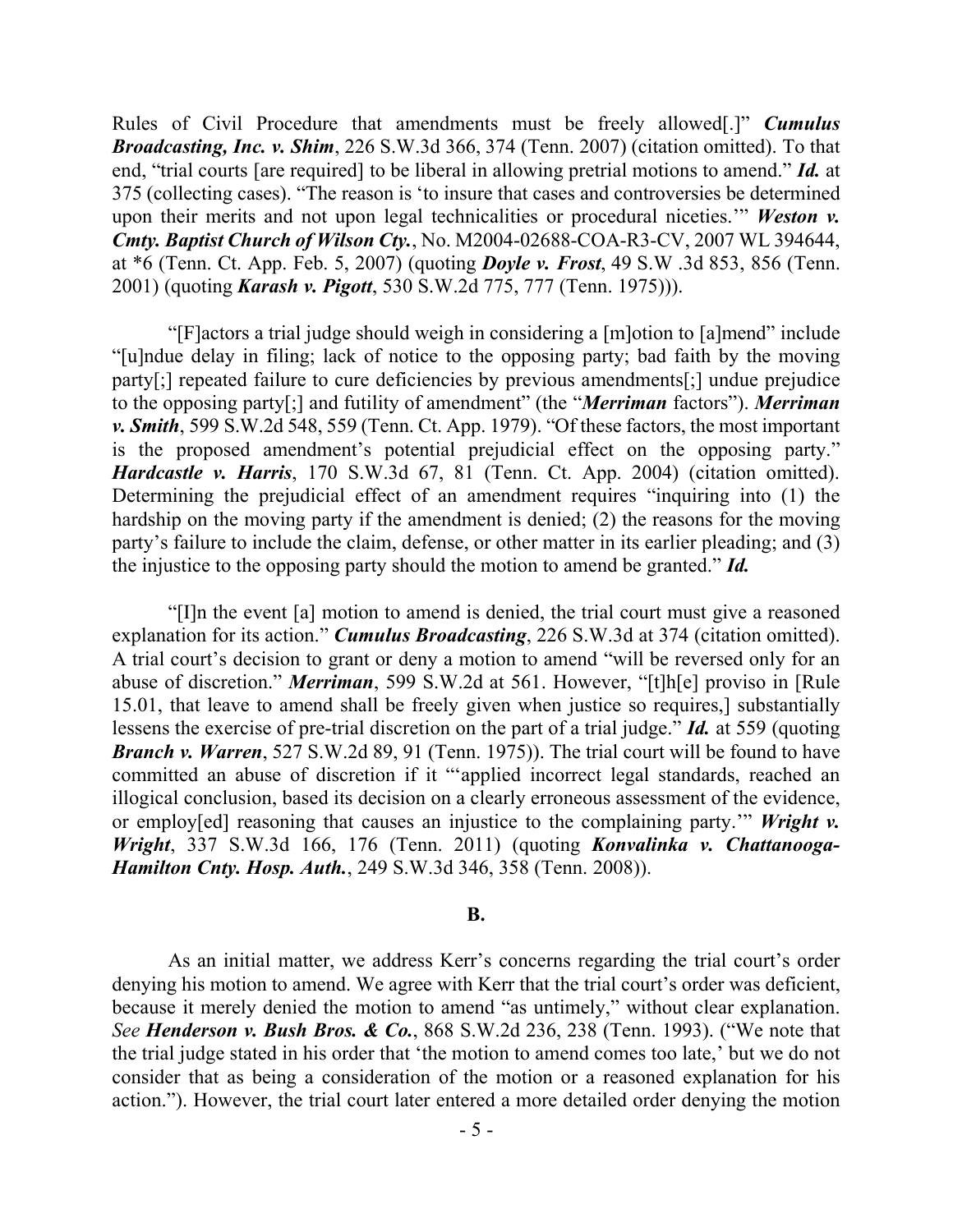Rules of Civil Procedure that amendments must be freely allowed[.]" ***Cumulus Broadcasting, Inc. v. Shim***, 226 S.W.3d 366, 374 (Tenn. 2007) (citation omitted). To that end, "trial courts [are required] to be liberal in allowing pretrial motions to amend." ***Id.*** at 375 (collecting cases). "The reason is 'to insure that cases and controversies be determined upon their merits and not upon legal technicalities or procedural niceties.'" ***Weston v. Cmty. Baptist Church of Wilson Cty.***, No. M2004-02688-COA-R3-CV, 2007 WL 394644, at *6 (Tenn. Ct. App. Feb. 5, 2007) (quoting ***Doyle v. Frost***, 49 S.W .3d 853, 856 (Tenn. 2001) (quoting ***Karash v. Pigott***, 530 S.W.2d 775, 777 (Tenn. 1975))).

"[F]actors a trial judge should weigh in considering a [m]otion to [a]mend" include "[u]ndue delay in filing; lack of notice to the opposing party; bad faith by the moving party[;] repeated failure to cure deficiencies by previous amendments[;] undue prejudice to the opposing party[;] and futility of amendment" (the "***Merriman*** factors"). ***Merriman v. Smith***, 599 S.W.2d 548, 559 (Tenn. Ct. App. 1979). "Of these factors, the most important is the proposed amendment's potential prejudicial effect on the opposing party." ***Hardcastle v. Harris***, 170 S.W.3d 67, 81 (Tenn. Ct. App. 2004) (citation omitted). Determining the prejudicial effect of an amendment requires "inquiring into (1) the hardship on the moving party if the amendment is denied; (2) the reasons for the moving party's failure to include the claim, defense, or other matter in its earlier pleading; and (3) the injustice to the opposing party should the motion to amend be granted." ***Id.***

"[I]n the event [a] motion to amend is denied, the trial court must give a reasoned explanation for its action." ***Cumulus Broadcasting***, 226 S.W.3d at 374 (citation omitted). A trial court's decision to grant or deny a motion to amend "will be reversed only for an abuse of discretion." ***Merriman***, 599 S.W.2d at 561. However, "[t]h[e] proviso in [Rule 15.01, that leave to amend shall be freely given when justice so requires,] substantially lessens the exercise of pre-trial discretion on the part of a trial judge." ***Id.*** at 559 (quoting ***Branch v. Warren***, 527 S.W.2d 89, 91 (Tenn. 1975)). The trial court will be found to have committed an abuse of discretion if it "'applied incorrect legal standards, reached an illogical conclusion, based its decision on a clearly erroneous assessment of the evidence, or employ[ed] reasoning that causes an injustice to the complaining party.'" ***Wright v. Wright***, 337 S.W.3d 166, 176 (Tenn. 2011) (quoting ***Konvalinka v. Chattanooga-Hamilton Cnty. Hosp. Auth.***, 249 S.W.3d 346, 358 (Tenn. 2008)).

**B.**

As an initial matter, we address Kerr's concerns regarding the trial court's order denying his motion to amend. We agree with Kerr that the trial court's order was deficient, because it merely denied the motion to amend "as untimely," without clear explanation. *See* ***Henderson v. Bush Bros. & Co.***, 868 S.W.2d 236, 238 (Tenn. 1993). ("We note that the trial judge stated in his order that 'the motion to amend comes too late,' but we do not consider that as being a consideration of the motion or a reasoned explanation for his action."). However, the trial court later entered a more detailed order denying the motion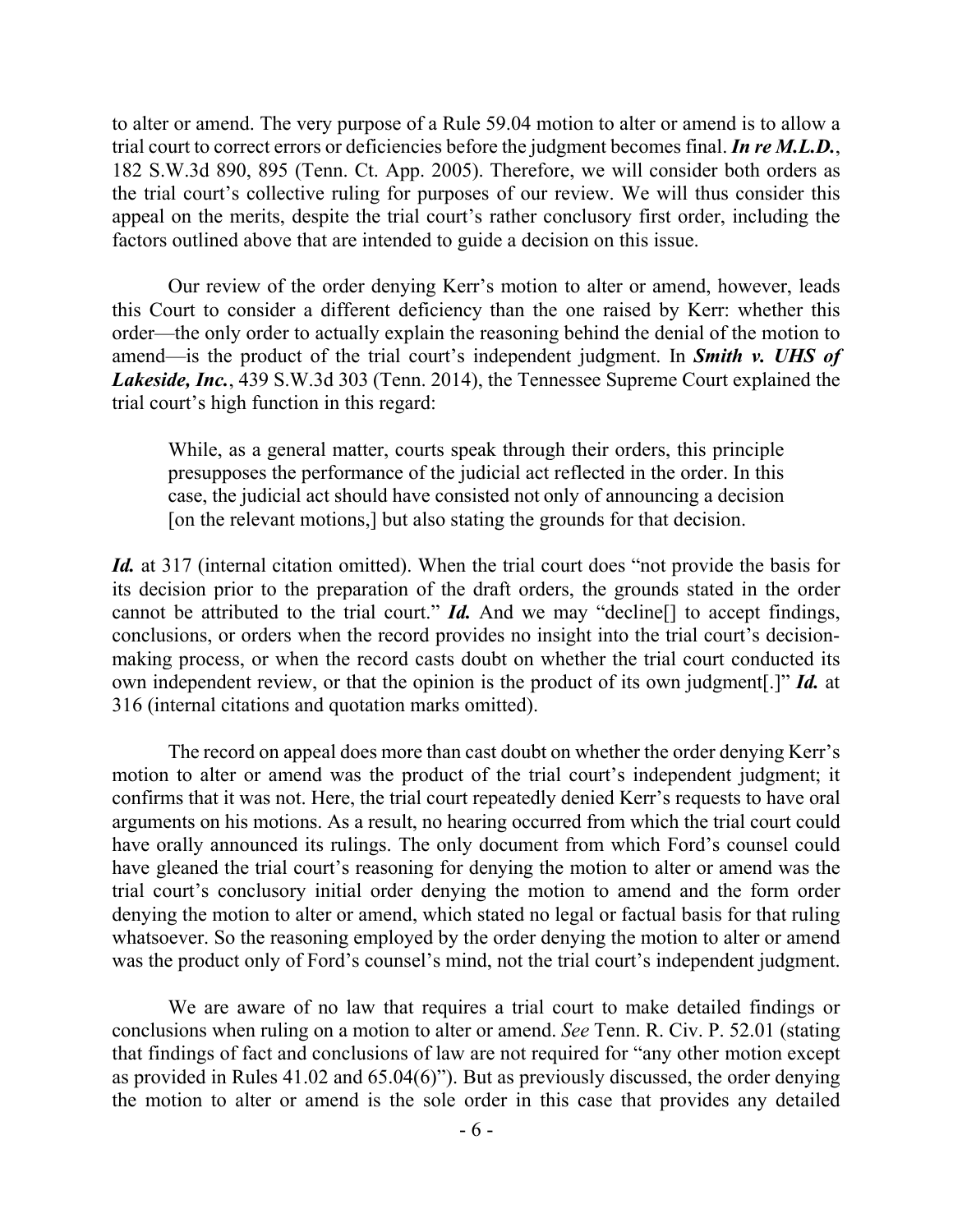to alter or amend. The very purpose of a Rule 59.04 motion to alter or amend is to allow a trial court to correct errors or deficiencies before the judgment becomes final. ***In re M.L.D.***, 182 S.W.3d 890, 895 (Tenn. Ct. App. 2005). Therefore, we will consider both orders as the trial court's collective ruling for purposes of our review. We will thus consider this appeal on the merits, despite the trial court's rather conclusory first order, including the factors outlined above that are intended to guide a decision on this issue.

Our review of the order denying Kerr's motion to alter or amend, however, leads this Court to consider a different deficiency than the one raised by Kerr: whether this order—the only order to actually explain the reasoning behind the denial of the motion to amend—is the product of the trial court's independent judgment. In ***Smith v. UHS of Lakeside, Inc.***, 439 S.W.3d 303 (Tenn. 2014), the Tennessee Supreme Court explained the trial court's high function in this regard:

> While, as a general matter, courts speak through their orders, this principle presupposes the performance of the judicial act reflected in the order. In this case, the judicial act should have consisted not only of announcing a decision [on the relevant motions,] but also stating the grounds for that decision.

***Id.*** at 317 (internal citation omitted). When the trial court does "not provide the basis for its decision prior to the preparation of the draft orders, the grounds stated in the order cannot be attributed to the trial court." ***Id.*** And we may "decline[] to accept findings, conclusions, or orders when the record provides no insight into the trial court's decision-making process, or when the record casts doubt on whether the trial court conducted its own independent review, or that the opinion is the product of its own judgment[.]" ***Id.*** at 316 (internal citations and quotation marks omitted).

The record on appeal does more than cast doubt on whether the order denying Kerr's motion to alter or amend was the product of the trial court's independent judgment; it confirms that it was not. Here, the trial court repeatedly denied Kerr's requests to have oral arguments on his motions. As a result, no hearing occurred from which the trial court could have orally announced its rulings. The only document from which Ford's counsel could have gleaned the trial court's reasoning for denying the motion to alter or amend was the trial court's conclusory initial order denying the motion to amend and the form order denying the motion to alter or amend, which stated no legal or factual basis for that ruling whatsoever. So the reasoning employed by the order denying the motion to alter or amend was the product only of Ford's counsel's mind, not the trial court's independent judgment.

We are aware of no law that requires a trial court to make detailed findings or conclusions when ruling on a motion to alter or amend. *See* Tenn. R. Civ. P. 52.01 (stating that findings of fact and conclusions of law are not required for "any other motion except as provided in Rules 41.02 and 65.04(6)"). But as previously discussed, the order denying the motion to alter or amend is the sole order in this case that provides any detailed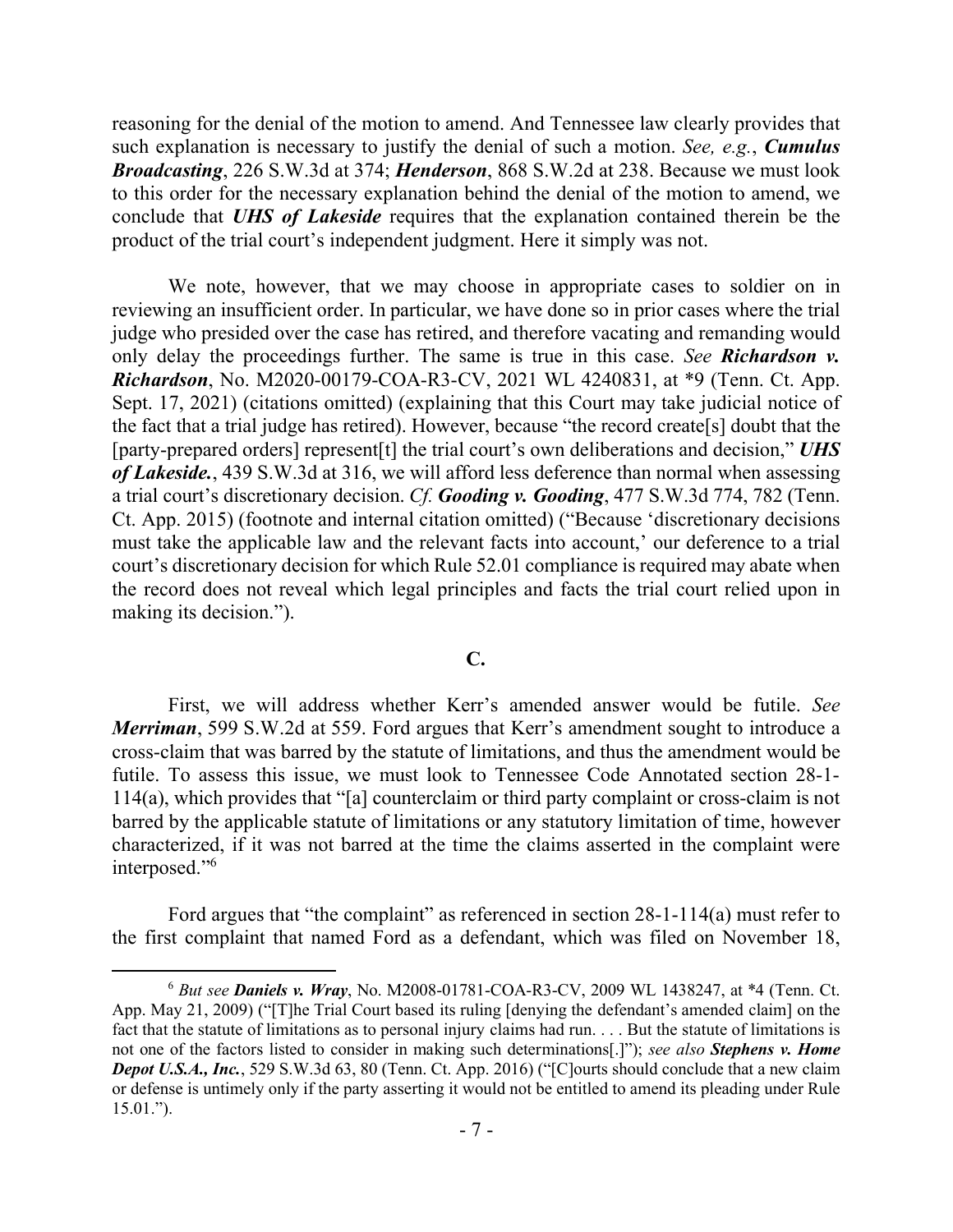reasoning for the denial of the motion to amend. And Tennessee law clearly provides that such explanation is necessary to justify the denial of such a motion. *See, e.g.*, ***Cumulus Broadcasting***, 226 S.W.3d at 374; ***Henderson***, 868 S.W.2d at 238. Because we must look to this order for the necessary explanation behind the denial of the motion to amend, we conclude that ***UHS of Lakeside*** requires that the explanation contained therein be the product of the trial court's independent judgment. Here it simply was not.

We note, however, that we may choose in appropriate cases to soldier on in reviewing an insufficient order. In particular, we have done so in prior cases where the trial judge who presided over the case has retired, and therefore vacating and remanding would only delay the proceedings further. The same is true in this case. *See* ***Richardson v. Richardson***, No. M2020-00179-COA-R3-CV, 2021 WL 4240831, at *9 (Tenn. Ct. App. Sept. 17, 2021) (citations omitted) (explaining that this Court may take judicial notice of the fact that a trial judge has retired). However, because "the record create[s] doubt that the [party-prepared orders] represent[t] the trial court's own deliberations and decision," ***UHS of Lakeside.***, 439 S.W.3d at 316, we will afford less deference than normal when assessing a trial court's discretionary decision. *Cf.* ***Gooding v. Gooding***, 477 S.W.3d 774, 782 (Tenn. Ct. App. 2015) (footnote and internal citation omitted) ("Because 'discretionary decisions must take the applicable law and the relevant facts into account,' our deference to a trial court's discretionary decision for which Rule 52.01 compliance is required may abate when the record does not reveal which legal principles and facts the trial court relied upon in making its decision.").

**C.**

First, we will address whether Kerr's amended answer would be futile. *See* ***Merriman***, 599 S.W.2d at 559. Ford argues that Kerr's amendment sought to introduce a cross-claim that was barred by the statute of limitations, and thus the amendment would be futile. To assess this issue, we must look to Tennessee Code Annotated section 28-1-114(a), which provides that "[a] counterclaim or third party complaint or cross-claim is not barred by the applicable statute of limitations or any statutory limitation of time, however characterized, if it was not barred at the time the claims asserted in the complaint were interposed."[6]

Ford argues that "the complaint" as referenced in section 28-1-114(a) must refer to the first complaint that named Ford as a defendant, which was filed on November 18,

---

[6] *But see* ***Daniels v. Wray***, No. M2008-01781-COA-R3-CV, 2009 WL 1438247, at *4 (Tenn. Ct. App. May 21, 2009) ("[T]he Trial Court based its ruling [denying the defendant's amended claim] on the fact that the statute of limitations as to personal injury claims had run. . . . But the statute of limitations is not one of the factors listed to consider in making such determinations[.]"); *see also* ***Stephens v. Home Depot U.S.A., Inc.***, 529 S.W.3d 63, 80 (Tenn. Ct. App. 2016) ("[C]ourts should conclude that a new claim or defense is untimely only if the party asserting it would not be entitled to amend its pleading under Rule 15.01.").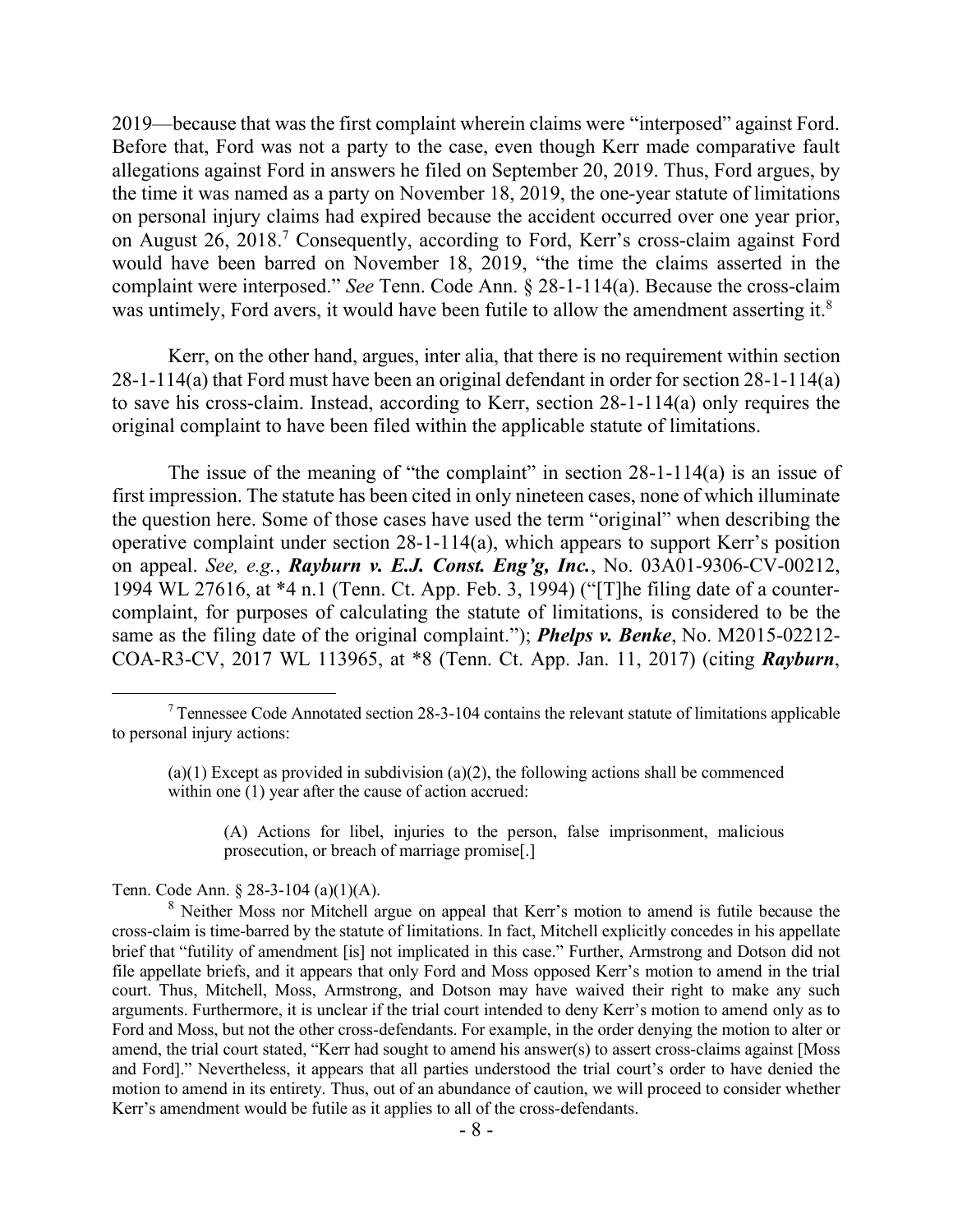2019—because that was the first complaint wherein claims were "interposed" against Ford. Before that, Ford was not a party to the case, even though Kerr made comparative fault allegations against Ford in answers he filed on September 20, 2019. Thus, Ford argues, by the time it was named as a party on November 18, 2019, the one-year statute of limitations on personal injury claims had expired because the accident occurred over one year prior, on August 26, 2018.[7] Consequently, according to Ford, Kerr's cross-claim against Ford would have been barred on November 18, 2019, "the time the claims asserted in the complaint were interposed." *See* Tenn. Code Ann. § 28-1-114(a). Because the cross-claim was untimely, Ford avers, it would have been futile to allow the amendment asserting it.[8]

Kerr, on the other hand, argues, inter alia, that there is no requirement within section 28-1-114(a) that Ford must have been an original defendant in order for section 28-1-114(a) to save his cross-claim. Instead, according to Kerr, section 28-1-114(a) only requires the original complaint to have been filed within the applicable statute of limitations.

The issue of the meaning of "the complaint" in section 28-1-114(a) is an issue of first impression. The statute has been cited in only nineteen cases, none of which illuminate the question here. Some of those cases have used the term "original" when describing the operative complaint under section 28-1-114(a), which appears to support Kerr's position on appeal. *See, e.g.*, ***Rayburn v. E.J. Const. Eng'g, Inc.***, No. 03A01-9306-CV-00212, 1994 WL 27616, at *4 n.1 (Tenn. Ct. App. Feb. 3, 1994) ("[T]he filing date of a counter-complaint, for purposes of calculating the statute of limitations, is considered to be the same as the filing date of the original complaint."); ***Phelps v. Benke***, No. M2015-02212-COA-R3-CV, 2017 WL 113965, at *8 (Tenn. Ct. App. Jan. 11, 2017) (citing ***Rayburn***,

---

[7] Tennessee Code Annotated section 28-3-104 contains the relevant statute of limitations applicable to personal injury actions:

> (a)(1) Except as provided in subdivision (a)(2), the following actions shall be commenced within one (1) year after the cause of action accrued:
>
> > (A) Actions for libel, injuries to the person, false imprisonment, malicious prosecution, or breach of marriage promise[.]

Tenn. Code Ann. § 28-3-104 (a)(1)(A).

[8] Neither Moss nor Mitchell argue on appeal that Kerr's motion to amend is futile because the cross-claim is time-barred by the statute of limitations. In fact, Mitchell explicitly concedes in his appellate brief that "futility of amendment [is] not implicated in this case." Further, Armstrong and Dotson did not file appellate briefs, and it appears that only Ford and Moss opposed Kerr's motion to amend in the trial court. Thus, Mitchell, Moss, Armstrong, and Dotson may have waived their right to make any such arguments. Furthermore, it is unclear if the trial court intended to deny Kerr's motion to amend only as to Ford and Moss, but not the other cross-defendants. For example, in the order denying the motion to alter or amend, the trial court stated, "Kerr had sought to amend his answer(s) to assert cross-claims against [Moss and Ford]." Nevertheless, it appears that all parties understood the trial court's order to have denied the motion to amend in its entirety. Thus, out of an abundance of caution, we will proceed to consider whether Kerr's amendment would be futile as it applies to all of the cross-defendants.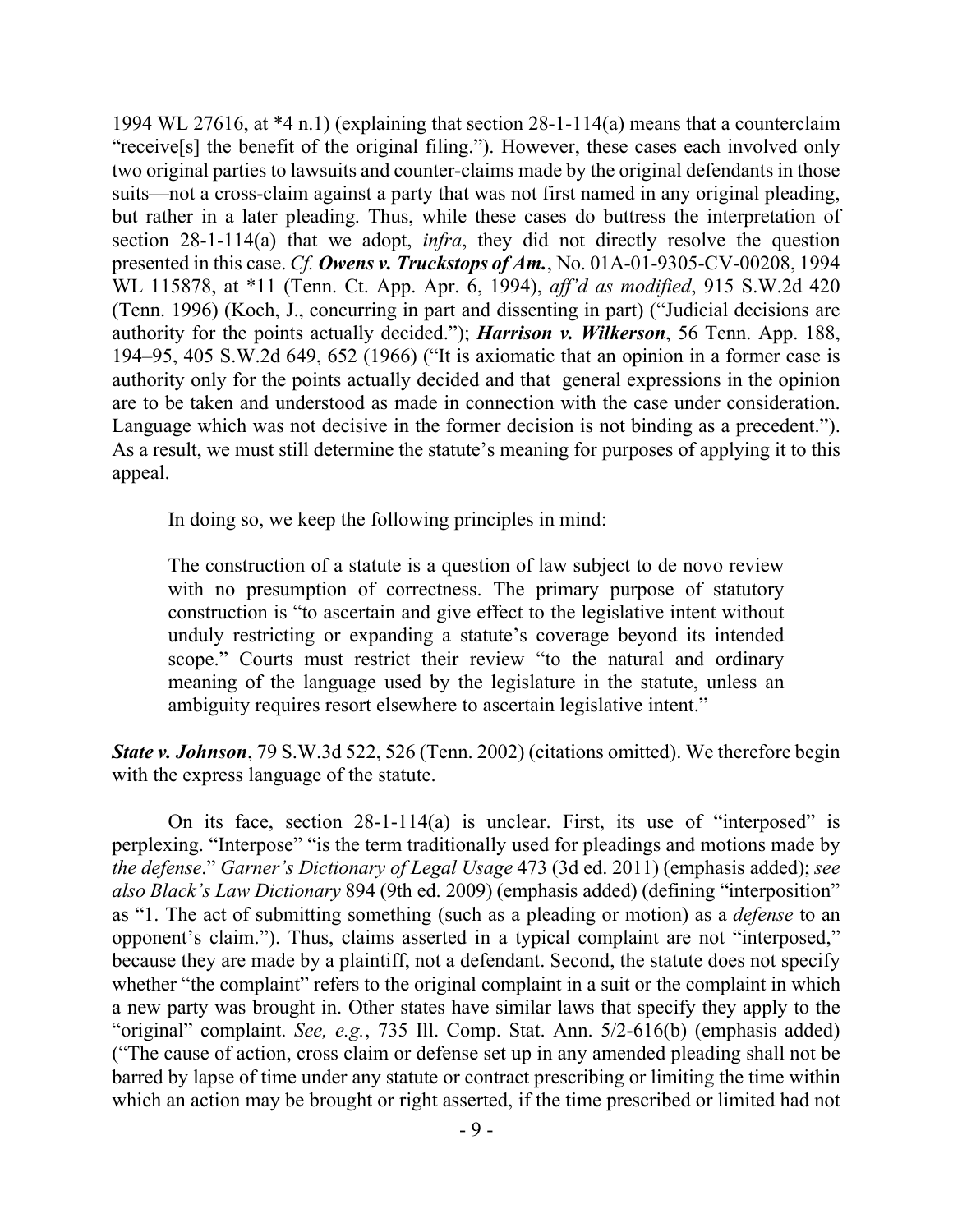1994 WL 27616, at *4 n.1) (explaining that section 28-1-114(a) means that a counterclaim "receive[s] the benefit of the original filing."). However, these cases each involved only two original parties to lawsuits and counter-claims made by the original defendants in those suits—not a cross-claim against a party that was not first named in any original pleading, but rather in a later pleading. Thus, while these cases do buttress the interpretation of section 28-1-114(a) that we adopt, *infra*, they did not directly resolve the question presented in this case. *Cf.* ***Owens v. Truckstops of Am.***, No. 01A-01-9305-CV-00208, 1994 WL 115878, at *11 (Tenn. Ct. App. Apr. 6, 1994), *aff'd as modified*, 915 S.W.2d 420 (Tenn. 1996) (Koch, J., concurring in part and dissenting in part) ("Judicial decisions are authority for the points actually decided."); ***Harrison v. Wilkerson***, 56 Tenn. App. 188, 194–95, 405 S.W.2d 649, 652 (1966) ("It is axiomatic that an opinion in a former case is authority only for the points actually decided and that general expressions in the opinion are to be taken and understood as made in connection with the case under consideration. Language which was not decisive in the former decision is not binding as a precedent."). As a result, we must still determine the statute's meaning for purposes of applying it to this appeal.

In doing so, we keep the following principles in mind:

> The construction of a statute is a question of law subject to de novo review with no presumption of correctness. The primary purpose of statutory construction is "to ascertain and give effect to the legislative intent without unduly restricting or expanding a statute's coverage beyond its intended scope." Courts must restrict their review "to the natural and ordinary meaning of the language used by the legislature in the statute, unless an ambiguity requires resort elsewhere to ascertain legislative intent."

***State v. Johnson***, 79 S.W.3d 522, 526 (Tenn. 2002) (citations omitted). We therefore begin with the express language of the statute.

On its face, section 28-1-114(a) is unclear. First, its use of "interposed" is perplexing. "Interpose" "is the term traditionally used for pleadings and motions made by *the defense*." *Garner's Dictionary of Legal Usage* 473 (3d ed. 2011) (emphasis added); *see also Black's Law Dictionary* 894 (9th ed. 2009) (emphasis added) (defining "interposition" as "1. The act of submitting something (such as a pleading or motion) as a *defense* to an opponent's claim."). Thus, claims asserted in a typical complaint are not "interposed," because they are made by a plaintiff, not a defendant. Second, the statute does not specify whether "the complaint" refers to the original complaint in a suit or the complaint in which a new party was brought in. Other states have similar laws that specify they apply to the "original" complaint. *See, e.g.*, 735 Ill. Comp. Stat. Ann. 5/2-616(b) (emphasis added) ("The cause of action, cross claim or defense set up in any amended pleading shall not be barred by lapse of time under any statute or contract prescribing or limiting the time within which an action may be brought or right asserted, if the time prescribed or limited had not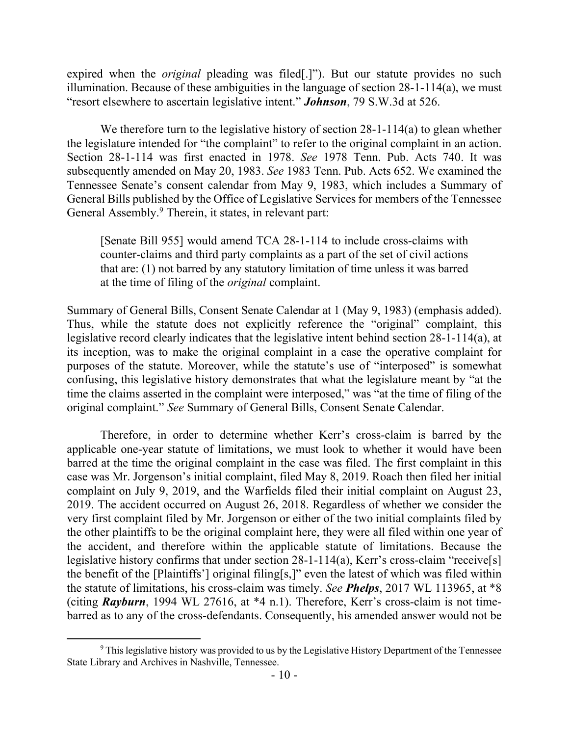expired when the *original* pleading was filed[.]"). But our statute provides no such illumination. Because of these ambiguities in the language of section 28-1-114(a), we must "resort elsewhere to ascertain legislative intent." ***Johnson***, 79 S.W.3d at 526.

We therefore turn to the legislative history of section 28-1-114(a) to glean whether the legislature intended for "the complaint" to refer to the original complaint in an action. Section 28-1-114 was first enacted in 1978. *See* 1978 Tenn. Pub. Acts 740. It was subsequently amended on May 20, 1983. *See* 1983 Tenn. Pub. Acts 652. We examined the Tennessee Senate's consent calendar from May 9, 1983, which includes a Summary of General Bills published by the Office of Legislative Services for members of the Tennessee General Assembly.[9] Therein, it states, in relevant part:

> [Senate Bill 955] would amend TCA 28-1-114 to include cross-claims with counter-claims and third party complaints as a part of the set of civil actions that are: (1) not barred by any statutory limitation of time unless it was barred at the time of filing of the *original* complaint.

Summary of General Bills, Consent Senate Calendar at 1 (May 9, 1983) (emphasis added). Thus, while the statute does not explicitly reference the "original" complaint, this legislative record clearly indicates that the legislative intent behind section 28-1-114(a), at its inception, was to make the original complaint in a case the operative complaint for purposes of the statute. Moreover, while the statute's use of "interposed" is somewhat confusing, this legislative history demonstrates that what the legislature meant by "at the time the claims asserted in the complaint were interposed," was "at the time of filing of the original complaint." *See* Summary of General Bills, Consent Senate Calendar.

Therefore, in order to determine whether Kerr's cross-claim is barred by the applicable one-year statute of limitations, we must look to whether it would have been barred at the time the original complaint in the case was filed. The first complaint in this case was Mr. Jorgenson's initial complaint, filed May 8, 2019. Roach then filed her initial complaint on July 9, 2019, and the Warfields filed their initial complaint on August 23, 2019. The accident occurred on August 26, 2018. Regardless of whether we consider the very first complaint filed by Mr. Jorgenson or either of the two initial complaints filed by the other plaintiffs to be the original complaint here, they were all filed within one year of the accident, and therefore within the applicable statute of limitations. Because the legislative history confirms that under section 28-1-114(a), Kerr's cross-claim "receive[s] the benefit of the [Plaintiffs'] original filing[s,]" even the latest of which was filed within the statute of limitations, his cross-claim was timely. *See* ***Phelps***, 2017 WL 113965, at \*8 (citing ***Rayburn***, 1994 WL 27616, at \*4 n.1). Therefore, Kerr's cross-claim is not time-barred as to any of the cross-defendants. Consequently, his amended answer would not be

---

[9] This legislative history was provided to us by the Legislative History Department of the Tennessee State Library and Archives in Nashville, Tennessee.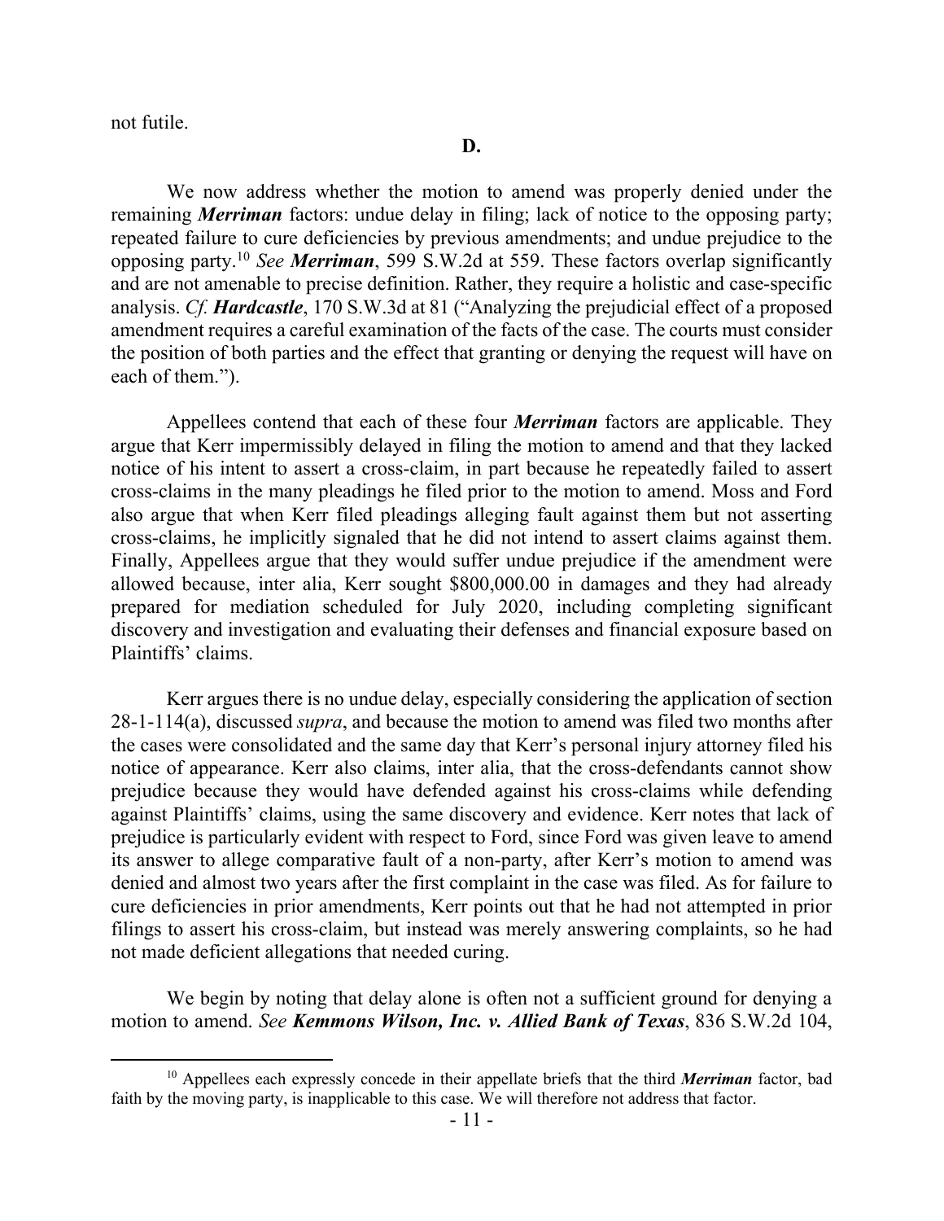not futile.

**D.**

We now address whether the motion to amend was properly denied under the remaining ***Merriman*** factors: undue delay in filing; lack of notice to the opposing party; repeated failure to cure deficiencies by previous amendments; and undue prejudice to the opposing party.[10] *See* ***Merriman***, 599 S.W.2d at 559. These factors overlap significantly and are not amenable to precise definition. Rather, they require a holistic and case-specific analysis. *Cf.* ***Hardcastle***, 170 S.W.3d at 81 ("Analyzing the prejudicial effect of a proposed amendment requires a careful examination of the facts of the case. The courts must consider the position of both parties and the effect that granting or denying the request will have on each of them.").

Appellees contend that each of these four ***Merriman*** factors are applicable. They argue that Kerr impermissibly delayed in filing the motion to amend and that they lacked notice of his intent to assert a cross-claim, in part because he repeatedly failed to assert cross-claims in the many pleadings he filed prior to the motion to amend. Moss and Ford also argue that when Kerr filed pleadings alleging fault against them but not asserting cross-claims, he implicitly signaled that he did not intend to assert claims against them. Finally, Appellees argue that they would suffer undue prejudice if the amendment were allowed because, inter alia, Kerr sought $800,000.00 in damages and they had already prepared for mediation scheduled for July 2020, including completing significant discovery and investigation and evaluating their defenses and financial exposure based on Plaintiffs' claims.

Kerr argues there is no undue delay, especially considering the application of section 28-1-114(a), discussed *supra*, and because the motion to amend was filed two months after the cases were consolidated and the same day that Kerr's personal injury attorney filed his notice of appearance. Kerr also claims, inter alia, that the cross-defendants cannot show prejudice because they would have defended against his cross-claims while defending against Plaintiffs' claims, using the same discovery and evidence. Kerr notes that lack of prejudice is particularly evident with respect to Ford, since Ford was given leave to amend its answer to allege comparative fault of a non-party, after Kerr's motion to amend was denied and almost two years after the first complaint in the case was filed. As for failure to cure deficiencies in prior amendments, Kerr points out that he had not attempted in prior filings to assert his cross-claim, but instead was merely answering complaints, so he had not made deficient allegations that needed curing.

We begin by noting that delay alone is often not a sufficient ground for denying a motion to amend. *See* ***Kemmons Wilson, Inc. v. Allied Bank of Texas***, 836 S.W.2d 104,

---

[10] Appellees each expressly concede in their appellate briefs that the third ***Merriman*** factor, bad faith by the moving party, is inapplicable to this case. We will therefore not address that factor.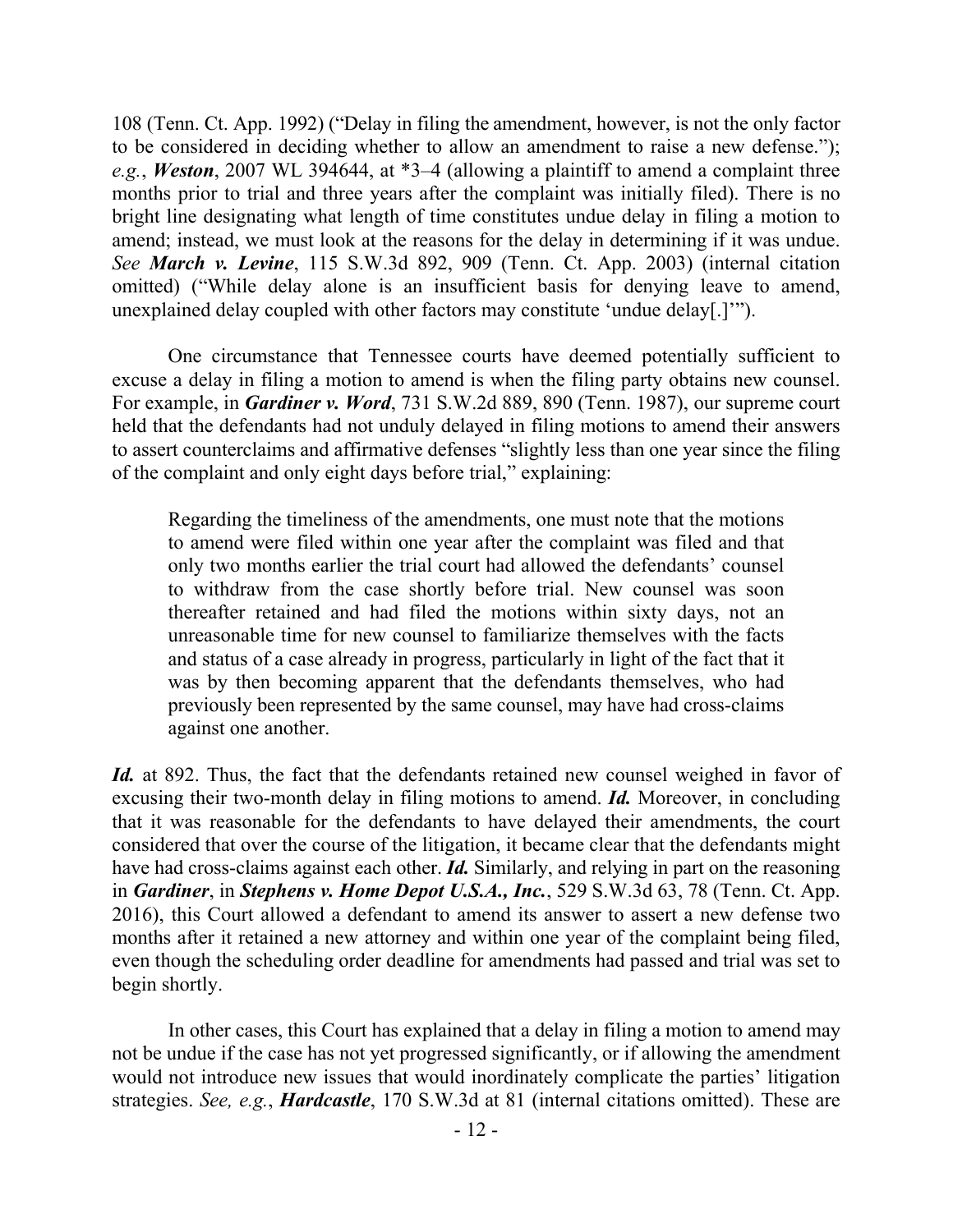108 (Tenn. Ct. App. 1992) ("Delay in filing the amendment, however, is not the only factor to be considered in deciding whether to allow an amendment to raise a new defense."); *e.g.*, ***Weston***, 2007 WL 394644, at *3–4 (allowing a plaintiff to amend a complaint three months prior to trial and three years after the complaint was initially filed). There is no bright line designating what length of time constitutes undue delay in filing a motion to amend; instead, we must look at the reasons for the delay in determining if it was undue. *See* ***March v. Levine***, 115 S.W.3d 892, 909 (Tenn. Ct. App. 2003) (internal citation omitted) ("While delay alone is an insufficient basis for denying leave to amend, unexplained delay coupled with other factors may constitute 'undue delay[.]'").

One circumstance that Tennessee courts have deemed potentially sufficient to excuse a delay in filing a motion to amend is when the filing party obtains new counsel. For example, in ***Gardiner v. Word***, 731 S.W.2d 889, 890 (Tenn. 1987), our supreme court held that the defendants had not unduly delayed in filing motions to amend their answers to assert counterclaims and affirmative defenses "slightly less than one year since the filing of the complaint and only eight days before trial," explaining:

> Regarding the timeliness of the amendments, one must note that the motions to amend were filed within one year after the complaint was filed and that only two months earlier the trial court had allowed the defendants' counsel to withdraw from the case shortly before trial. New counsel was soon thereafter retained and had filed the motions within sixty days, not an unreasonable time for new counsel to familiarize themselves with the facts and status of a case already in progress, particularly in light of the fact that it was by then becoming apparent that the defendants themselves, who had previously been represented by the same counsel, may have had cross-claims against one another.

***Id.*** at 892. Thus, the fact that the defendants retained new counsel weighed in favor of excusing their two-month delay in filing motions to amend. ***Id.*** Moreover, in concluding that it was reasonable for the defendants to have delayed their amendments, the court considered that over the course of the litigation, it became clear that the defendants might have had cross-claims against each other. ***Id.*** Similarly, and relying in part on the reasoning in ***Gardiner***, in ***Stephens v. Home Depot U.S.A., Inc.***, 529 S.W.3d 63, 78 (Tenn. Ct. App. 2016), this Court allowed a defendant to amend its answer to assert a new defense two months after it retained a new attorney and within one year of the complaint being filed, even though the scheduling order deadline for amendments had passed and trial was set to begin shortly.

In other cases, this Court has explained that a delay in filing a motion to amend may not be undue if the case has not yet progressed significantly, or if allowing the amendment would not introduce new issues that would inordinately complicate the parties' litigation strategies. *See, e.g.*, ***Hardcastle***, 170 S.W.3d at 81 (internal citations omitted). These are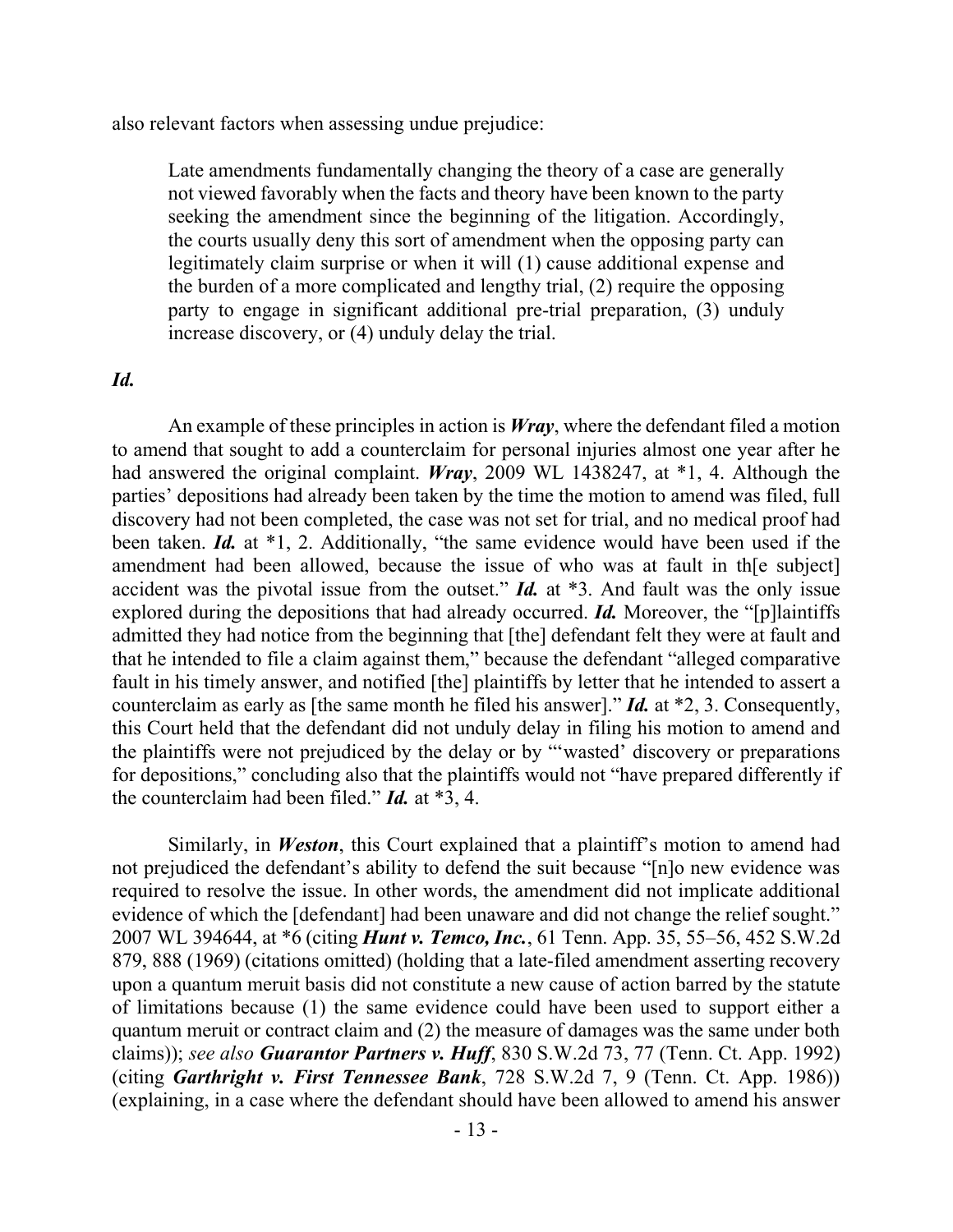also relevant factors when assessing undue prejudice:

> Late amendments fundamentally changing the theory of a case are generally not viewed favorably when the facts and theory have been known to the party seeking the amendment since the beginning of the litigation. Accordingly, the courts usually deny this sort of amendment when the opposing party can legitimately claim surprise or when it will (1) cause additional expense and the burden of a more complicated and lengthy trial, (2) require the opposing party to engage in significant additional pre-trial preparation, (3) unduly increase discovery, or (4) unduly delay the trial.

***Id.***

An example of these principles in action is ***Wray***, where the defendant filed a motion to amend that sought to add a counterclaim for personal injuries almost one year after he had answered the original complaint. ***Wray***, 2009 WL 1438247, at *1, 4. Although the parties' depositions had already been taken by the time the motion to amend was filed, full discovery had not been completed, the case was not set for trial, and no medical proof had been taken. ***Id.*** at *1, 2. Additionally, "the same evidence would have been used if the amendment had been allowed, because the issue of who was at fault in th[e subject] accident was the pivotal issue from the outset." ***Id.*** at *3. And fault was the only issue explored during the depositions that had already occurred. ***Id.*** Moreover, the "[p]laintiffs admitted they had notice from the beginning that [the] defendant felt they were at fault and that he intended to file a claim against them," because the defendant "alleged comparative fault in his timely answer, and notified [the] plaintiffs by letter that he intended to assert a counterclaim as early as [the same month he filed his answer]." ***Id.*** at *2, 3. Consequently, this Court held that the defendant did not unduly delay in filing his motion to amend and the plaintiffs were not prejudiced by the delay or by "'wasted' discovery or preparations for depositions," concluding also that the plaintiffs would not "have prepared differently if the counterclaim had been filed." ***Id.*** at *3, 4.

Similarly, in ***Weston***, this Court explained that a plaintiff's motion to amend had not prejudiced the defendant's ability to defend the suit because "[n]o new evidence was required to resolve the issue. In other words, the amendment did not implicate additional evidence of which the [defendant] had been unaware and did not change the relief sought." 2007 WL 394644, at *6 (citing ***Hunt v. Temco, Inc.***, 61 Tenn. App. 35, 55–56, 452 S.W.2d 879, 888 (1969) (citations omitted) (holding that a late-filed amendment asserting recovery upon a quantum meruit basis did not constitute a new cause of action barred by the statute of limitations because (1) the same evidence could have been used to support either a quantum meruit or contract claim and (2) the measure of damages was the same under both claims)); *see also* ***Guarantor Partners v. Huff***, 830 S.W.2d 73, 77 (Tenn. Ct. App. 1992) (citing ***Garthright v. First Tennessee Bank***, 728 S.W.2d 7, 9 (Tenn. Ct. App. 1986)) (explaining, in a case where the defendant should have been allowed to amend his answer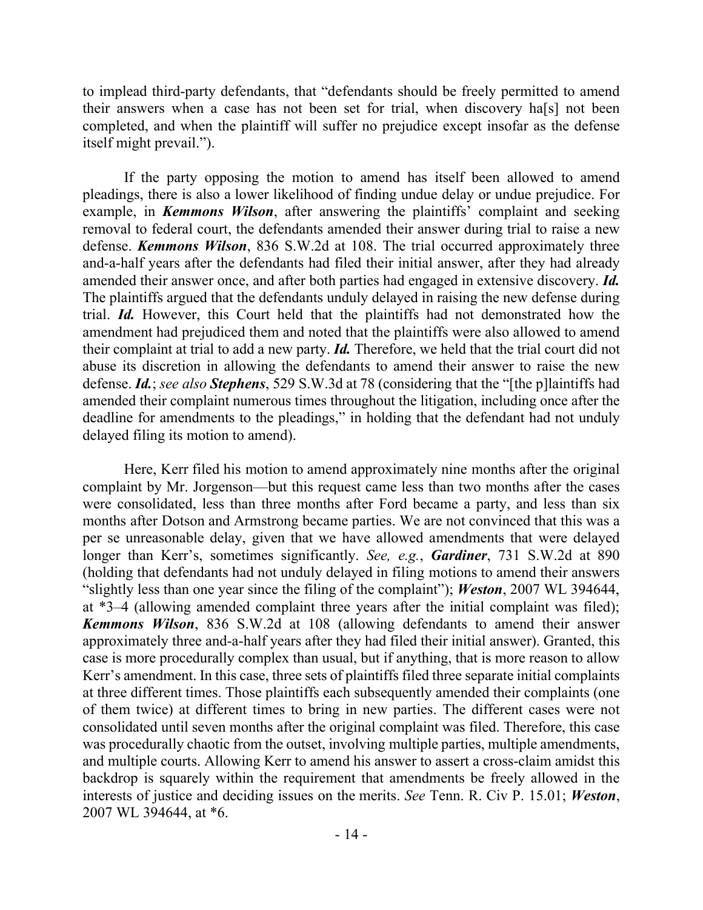to implead third-party defendants, that "defendants should be freely permitted to amend their answers when a case has not been set for trial, when discovery ha[s] not been completed, and when the plaintiff will suffer no prejudice except insofar as the defense itself might prevail.").

If the party opposing the motion to amend has itself been allowed to amend pleadings, there is also a lower likelihood of finding undue delay or undue prejudice. For example, in ***Kemmons Wilson***, after answering the plaintiffs' complaint and seeking removal to federal court, the defendants amended their answer during trial to raise a new defense. ***Kemmons Wilson***, 836 S.W.2d at 108. The trial occurred approximately three and-a-half years after the defendants had filed their initial answer, after they had already amended their answer once, and after both parties had engaged in extensive discovery. ***Id.*** The plaintiffs argued that the defendants unduly delayed in raising the new defense during trial. ***Id.*** However, this Court held that the plaintiffs had not demonstrated how the amendment had prejudiced them and noted that the plaintiffs were also allowed to amend their complaint at trial to add a new party. ***Id.*** Therefore, we held that the trial court did not abuse its discretion in allowing the defendants to amend their answer to raise the new defense. ***Id.***; *see also* ***Stephens***, 529 S.W.3d at 78 (considering that the "[the p]laintiffs had amended their complaint numerous times throughout the litigation, including once after the deadline for amendments to the pleadings," in holding that the defendant had not unduly delayed filing its motion to amend).

Here, Kerr filed his motion to amend approximately nine months after the original complaint by Mr. Jorgenson—but this request came less than two months after the cases were consolidated, less than three months after Ford became a party, and less than six months after Dotson and Armstrong became parties. We are not convinced that this was a per se unreasonable delay, given that we have allowed amendments that were delayed longer than Kerr's, sometimes significantly. *See, e.g.*, ***Gardiner***, 731 S.W.2d at 890 (holding that defendants had not unduly delayed in filing motions to amend their answers "slightly less than one year since the filing of the complaint"); ***Weston***, 2007 WL 394644, at *3–4 (allowing amended complaint three years after the initial complaint was filed); ***Kemmons Wilson***, 836 S.W.2d at 108 (allowing defendants to amend their answer approximately three and-a-half years after they had filed their initial answer). Granted, this case is more procedurally complex than usual, but if anything, that is more reason to allow Kerr's amendment. In this case, three sets of plaintiffs filed three separate initial complaints at three different times. Those plaintiffs each subsequently amended their complaints (one of them twice) at different times to bring in new parties. The different cases were not consolidated until seven months after the original complaint was filed. Therefore, this case was procedurally chaotic from the outset, involving multiple parties, multiple amendments, and multiple courts. Allowing Kerr to amend his answer to assert a cross-claim amidst this backdrop is squarely within the requirement that amendments be freely allowed in the interests of justice and deciding issues on the merits. *See* Tenn. R. Civ P. 15.01; ***Weston***, 2007 WL 394644, at *6.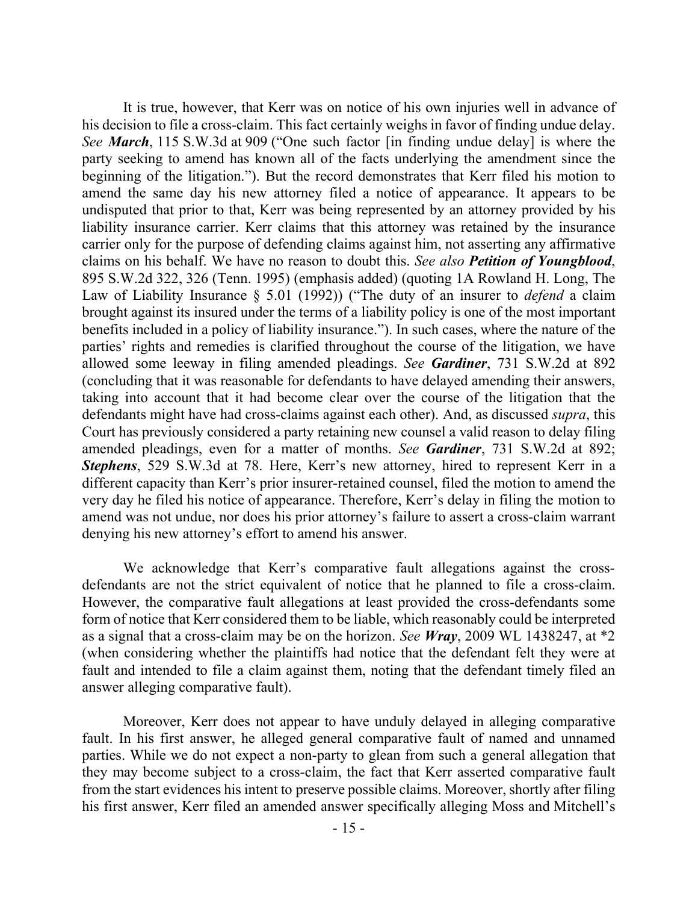It is true, however, that Kerr was on notice of his own injuries well in advance of his decision to file a cross-claim. This fact certainly weighs in favor of finding undue delay. *See* ***March***, 115 S.W.3d at 909 ("One such factor [in finding undue delay] is where the party seeking to amend has known all of the facts underlying the amendment since the beginning of the litigation."). But the record demonstrates that Kerr filed his motion to amend the same day his new attorney filed a notice of appearance. It appears to be undisputed that prior to that, Kerr was being represented by an attorney provided by his liability insurance carrier. Kerr claims that this attorney was retained by the insurance carrier only for the purpose of defending claims against him, not asserting any affirmative claims on his behalf. We have no reason to doubt this. *See also* ***Petition of Youngblood***, 895 S.W.2d 322, 326 (Tenn. 1995) (emphasis added) (quoting 1A Rowland H. Long, The Law of Liability Insurance § 5.01 (1992)) ("The duty of an insurer to *defend* a claim brought against its insured under the terms of a liability policy is one of the most important benefits included in a policy of liability insurance."). In such cases, where the nature of the parties' rights and remedies is clarified throughout the course of the litigation, we have allowed some leeway in filing amended pleadings. *See* ***Gardiner***, 731 S.W.2d at 892 (concluding that it was reasonable for defendants to have delayed amending their answers, taking into account that it had become clear over the course of the litigation that the defendants might have had cross-claims against each other). And, as discussed *supra*, this Court has previously considered a party retaining new counsel a valid reason to delay filing amended pleadings, even for a matter of months. *See* ***Gardiner***, 731 S.W.2d at 892; ***Stephens***, 529 S.W.3d at 78. Here, Kerr's new attorney, hired to represent Kerr in a different capacity than Kerr's prior insurer-retained counsel, filed the motion to amend the very day he filed his notice of appearance. Therefore, Kerr's delay in filing the motion to amend was not undue, nor does his prior attorney's failure to assert a cross-claim warrant denying his new attorney's effort to amend his answer.

We acknowledge that Kerr's comparative fault allegations against the cross-defendants are not the strict equivalent of notice that he planned to file a cross-claim. However, the comparative fault allegations at least provided the cross-defendants some form of notice that Kerr considered them to be liable, which reasonably could be interpreted as a signal that a cross-claim may be on the horizon. *See* ***Wray***, 2009 WL 1438247, at *2 (when considering whether the plaintiffs had notice that the defendant felt they were at fault and intended to file a claim against them, noting that the defendant timely filed an answer alleging comparative fault).

Moreover, Kerr does not appear to have unduly delayed in alleging comparative fault. In his first answer, he alleged general comparative fault of named and unnamed parties. While we do not expect a non-party to glean from such a general allegation that they may become subject to a cross-claim, the fact that Kerr asserted comparative fault from the start evidences his intent to preserve possible claims. Moreover, shortly after filing his first answer, Kerr filed an amended answer specifically alleging Moss and Mitchell's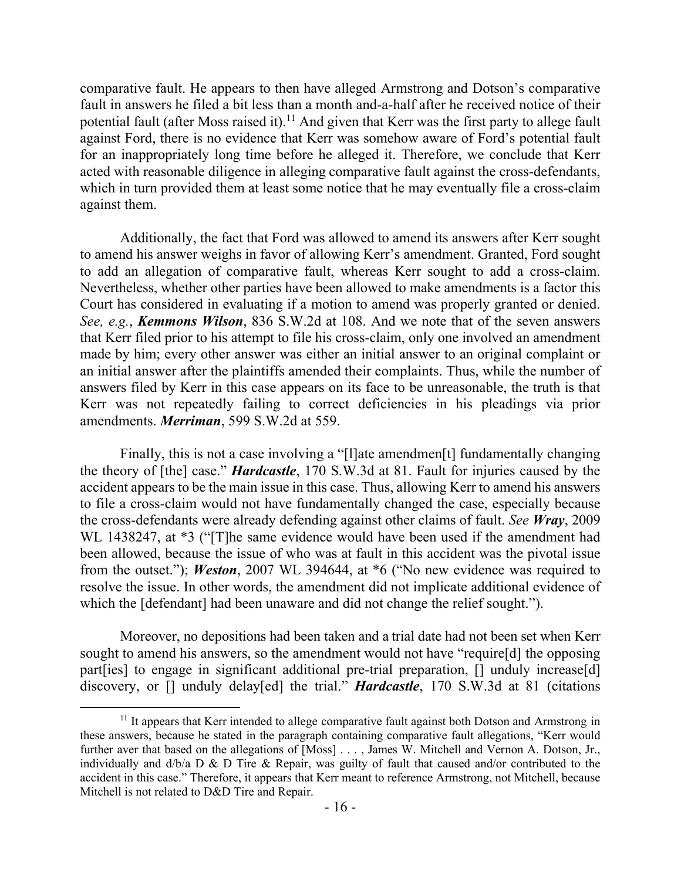comparative fault. He appears to then have alleged Armstrong and Dotson's comparative fault in answers he filed a bit less than a month and-a-half after he received notice of their potential fault (after Moss raised it).[11] And given that Kerr was the first party to allege fault against Ford, there is no evidence that Kerr was somehow aware of Ford's potential fault for an inappropriately long time before he alleged it. Therefore, we conclude that Kerr acted with reasonable diligence in alleging comparative fault against the cross-defendants, which in turn provided them at least some notice that he may eventually file a cross-claim against them.

Additionally, the fact that Ford was allowed to amend its answers after Kerr sought to amend his answer weighs in favor of allowing Kerr's amendment. Granted, Ford sought to add an allegation of comparative fault, whereas Kerr sought to add a cross-claim. Nevertheless, whether other parties have been allowed to make amendments is a factor this Court has considered in evaluating if a motion to amend was properly granted or denied. *See, e.g.*, ***Kemmons Wilson***, 836 S.W.2d at 108. And we note that of the seven answers that Kerr filed prior to his attempt to file his cross-claim, only one involved an amendment made by him; every other answer was either an initial answer to an original complaint or an initial answer after the plaintiffs amended their complaints. Thus, while the number of answers filed by Kerr in this case appears on its face to be unreasonable, the truth is that Kerr was not repeatedly failing to correct deficiencies in his pleadings via prior amendments. ***Merriman***, 599 S.W.2d at 559.

Finally, this is not a case involving a "[l]ate amendmen[t] fundamentally changing the theory of [the] case." ***Hardcastle***, 170 S.W.3d at 81. Fault for injuries caused by the accident appears to be the main issue in this case. Thus, allowing Kerr to amend his answers to file a cross-claim would not have fundamentally changed the case, especially because the cross-defendants were already defending against other claims of fault. *See* ***Wray***, 2009 WL 1438247, at *3 ("[T]he same evidence would have been used if the amendment had been allowed, because the issue of who was at fault in this accident was the pivotal issue from the outset."); ***Weston***, 2007 WL 394644, at *6 ("No new evidence was required to resolve the issue. In other words, the amendment did not implicate additional evidence of which the [defendant] had been unaware and did not change the relief sought.").

Moreover, no depositions had been taken and a trial date had not been set when Kerr sought to amend his answers, so the amendment would not have "require[d] the opposing part[ies] to engage in significant additional pre-trial preparation, [] unduly increase[d] discovery, or [] unduly delay[ed] the trial." ***Hardcastle***, 170 S.W.3d at 81 (citations

---

[11] It appears that Kerr intended to allege comparative fault against both Dotson and Armstrong in these answers, because he stated in the paragraph containing comparative fault allegations, "Kerr would further aver that based on the allegations of [Moss] . . . , James W. Mitchell and Vernon A. Dotson, Jr., individually and d/b/a D & D Tire & Repair, was guilty of fault that caused and/or contributed to the accident in this case." Therefore, it appears that Kerr meant to reference Armstrong, not Mitchell, because Mitchell is not related to D&D Tire and Repair.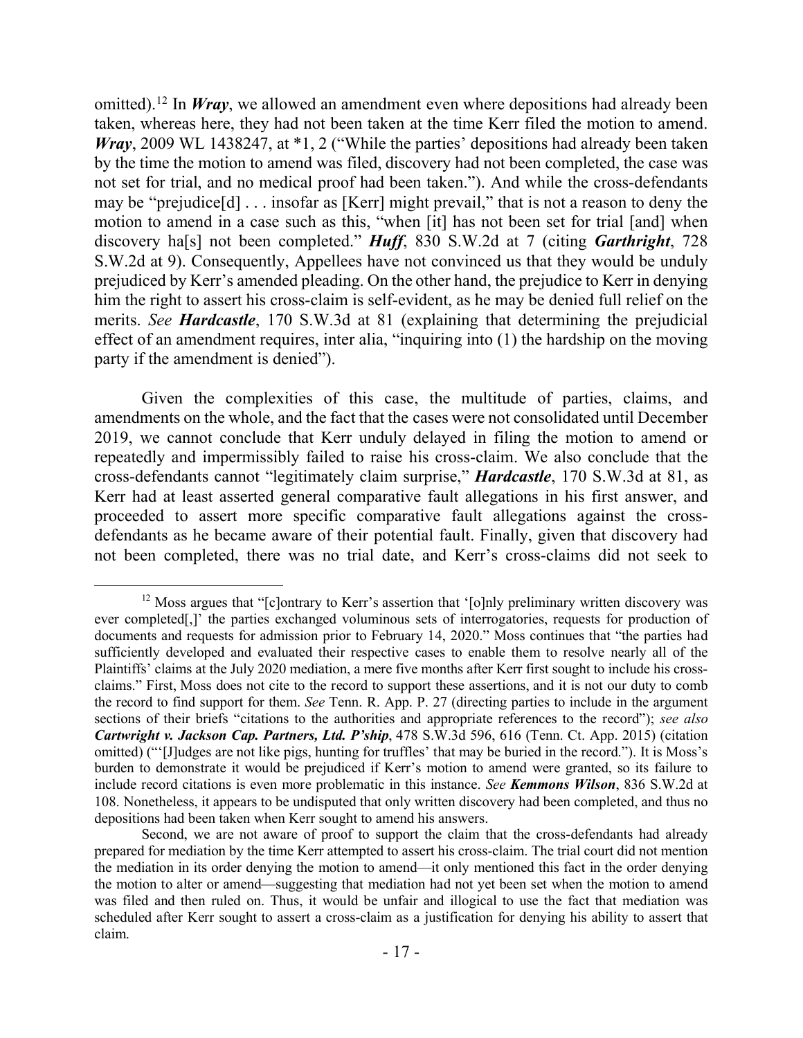omitted).[12] In ***Wray***, we allowed an amendment even where depositions had already been taken, whereas here, they had not been taken at the time Kerr filed the motion to amend. ***Wray***, 2009 WL 1438247, at *1, 2 ("While the parties' depositions had already been taken by the time the motion to amend was filed, discovery had not been completed, the case was not set for trial, and no medical proof had been taken."). And while the cross-defendants may be "prejudice[d] . . . insofar as [Kerr] might prevail," that is not a reason to deny the motion to amend in a case such as this, "when [it] has not been set for trial [and] when discovery ha[s] not been completed." ***Huff***, 830 S.W.2d at 7 (citing ***Garthright***, 728 S.W.2d at 9). Consequently, Appellees have not convinced us that they would be unduly prejudiced by Kerr's amended pleading. On the other hand, the prejudice to Kerr in denying him the right to assert his cross-claim is self-evident, as he may be denied full relief on the merits. *See* ***Hardcastle***, 170 S.W.3d at 81 (explaining that determining the prejudicial effect of an amendment requires, inter alia, "inquiring into (1) the hardship on the moving party if the amendment is denied").

Given the complexities of this case, the multitude of parties, claims, and amendments on the whole, and the fact that the cases were not consolidated until December 2019, we cannot conclude that Kerr unduly delayed in filing the motion to amend or repeatedly and impermissibly failed to raise his cross-claim. We also conclude that the cross-defendants cannot "legitimately claim surprise," ***Hardcastle***, 170 S.W.3d at 81, as Kerr had at least asserted general comparative fault allegations in his first answer, and proceeded to assert more specific comparative fault allegations against the cross-defendants as he became aware of their potential fault. Finally, given that discovery had not been completed, there was no trial date, and Kerr's cross-claims did not seek to

---

[12] Moss argues that "[c]ontrary to Kerr's assertion that '[o]nly preliminary written discovery was ever completed[,]' the parties exchanged voluminous sets of interrogatories, requests for production of documents and requests for admission prior to February 14, 2020." Moss continues that "the parties had sufficiently developed and evaluated their respective cases to enable them to resolve nearly all of the Plaintiffs' claims at the July 2020 mediation, a mere five months after Kerr first sought to include his cross-claims." First, Moss does not cite to the record to support these assertions, and it is not our duty to comb the record to find support for them. *See* Tenn. R. App. P. 27 (directing parties to include in the argument sections of their briefs "citations to the authorities and appropriate references to the record"); *see also* ***Cartwright v. Jackson Cap. Partners, Ltd. P'ship***, 478 S.W.3d 596, 616 (Tenn. Ct. App. 2015) (citation omitted) ("'[J]udges are not like pigs, hunting for truffles' that may be buried in the record."). It is Moss's burden to demonstrate it would be prejudiced if Kerr's motion to amend were granted, so its failure to include record citations is even more problematic in this instance. *See* ***Kemmons Wilson***, 836 S.W.2d at 108. Nonetheless, it appears to be undisputed that only written discovery had been completed, and thus no depositions had been taken when Kerr sought to amend his answers.

Second, we are not aware of proof to support the claim that the cross-defendants had already prepared for mediation by the time Kerr attempted to assert his cross-claim. The trial court did not mention the mediation in its order denying the motion to amend—it only mentioned this fact in the order denying the motion to alter or amend—suggesting that mediation had not yet been set when the motion to amend was filed and then ruled on. Thus, it would be unfair and illogical to use the fact that mediation was scheduled after Kerr sought to assert a cross-claim as a justification for denying his ability to assert that claim.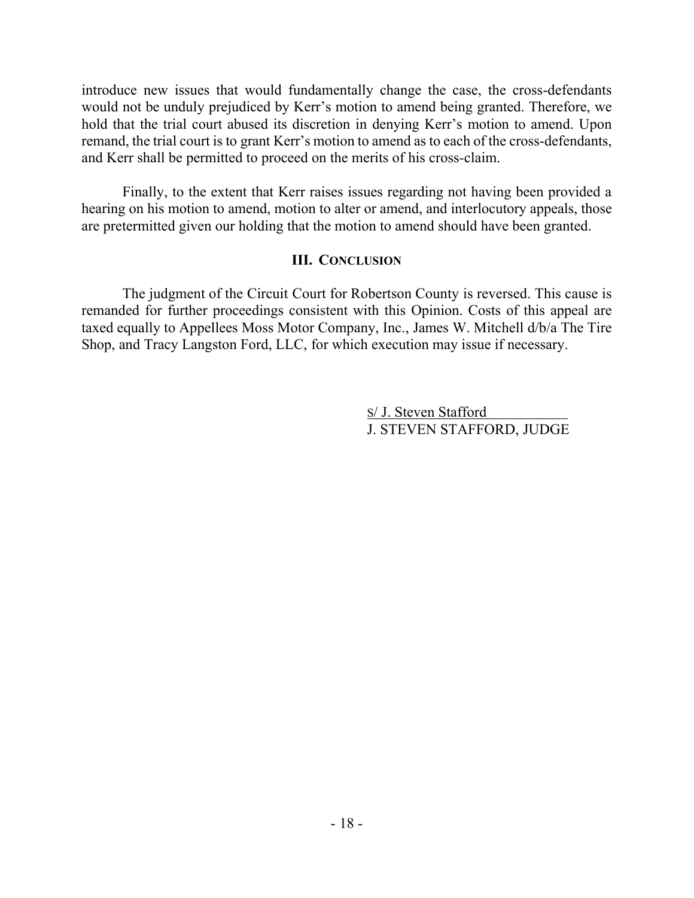introduce new issues that would fundamentally change the case, the cross-defendants would not be unduly prejudiced by Kerr's motion to amend being granted. Therefore, we hold that the trial court abused its discretion in denying Kerr's motion to amend. Upon remand, the trial court is to grant Kerr's motion to amend as to each of the cross-defendants, and Kerr shall be permitted to proceed on the merits of his cross-claim.

Finally, to the extent that Kerr raises issues regarding not having been provided a hearing on his motion to amend, motion to alter or amend, and interlocutory appeals, those are pretermitted given our holding that the motion to amend should have been granted.

## III. CONCLUSION

The judgment of the Circuit Court for Robertson County is reversed. This cause is remanded for further proceedings consistent with this Opinion. Costs of this appeal are taxed equally to Appellees Moss Motor Company, Inc., James W. Mitchell d/b/a The Tire Shop, and Tracy Langston Ford, LLC, for which execution may issue if necessary.

S/ J. Steven Stafford
J. STEVEN STAFFORD, JUDGE